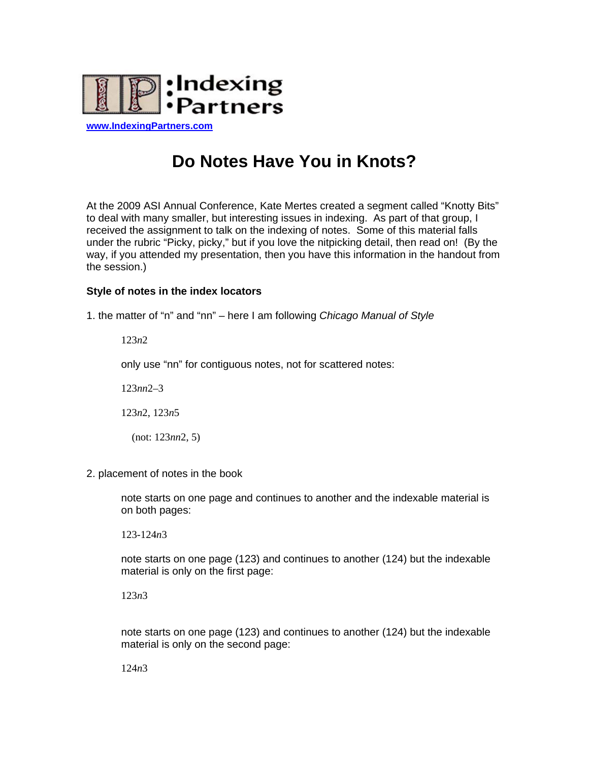**Indexing Partners**

www.IndexingPartners.com

# Do Notes Have You in Knots?

At the 2009 ASI Annual Conference, Kate Mertes created a segment called "Knotty Bits" to deal with many smaller, but interesting issues in indexing. As part of that group, I received the assignment to talk on the indexing of notes. Some of this material falls under the rubric "Picky, picky," but if you love the nitpicking detail, then read on! (By the way, if you attended my presentation, then you have this information in the handout from the session.)

**Style of notes in the index locators**

1. the matter of "n" and "nn" – here I am following *Chicago Manual of Style*

   123*n*2

   only use "nn" for contiguous notes, not for scattered notes:

   123*nn*2–3

   123*n*2, 123*n*5

   (not: 123*nn*2, 5)

2. placement of notes in the book

   note starts on one page and continues to another and the indexable material is on both pages:

   123-124*n*3

   note starts on one page (123) and continues to another (124) but the indexable material is only on the first page:

   123*n*3

   note starts on one page (123) and continues to another (124) but the indexable material is only on the second page:

   124*n*3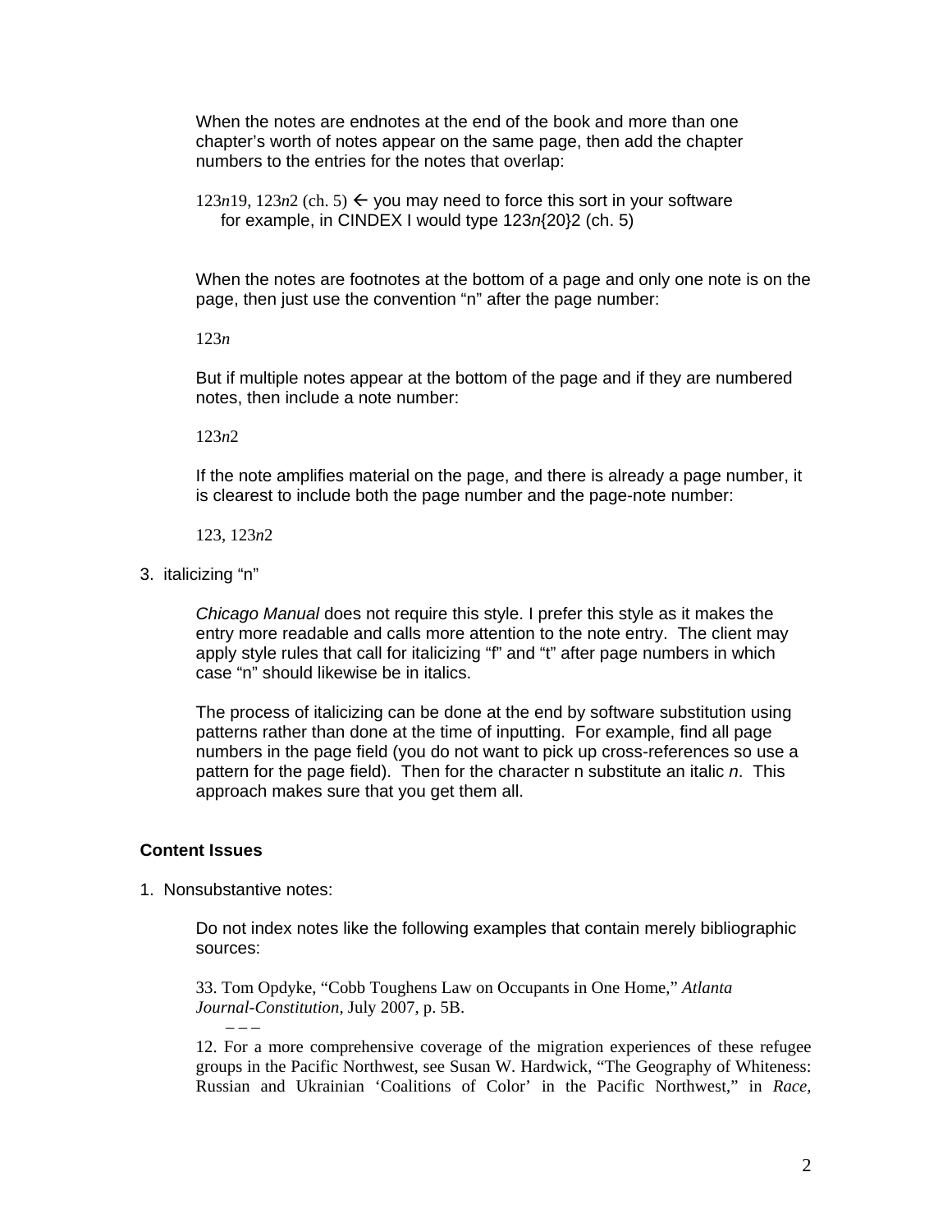When the notes are endnotes at the end of the book and more than one chapter's worth of notes appear on the same page, then add the chapter numbers to the entries for the notes that overlap:

123*n*19, 123*n*2 (ch. 5) ← you may need to force this sort in your software for example, in CINDEX I would type 123*n*{20}2 (ch. 5)

When the notes are footnotes at the bottom of a page and only one note is on the page, then just use the convention "n" after the page number:

123*n*

But if multiple notes appear at the bottom of the page and if they are numbered notes, then include a note number:

123*n*2

If the note amplifies material on the page, and there is already a page number, it is clearest to include both the page number and the page-note number:

123, 123*n*2

3. italicizing "n"

*Chicago Manual* does not require this style. I prefer this style as it makes the entry more readable and calls more attention to the note entry. The client may apply style rules that call for italicizing "f" and "t" after page numbers in which case "n" should likewise be in italics.

The process of italicizing can be done at the end by software substitution using patterns rather than done at the time of inputting. For example, find all page numbers in the page field (you do not want to pick up cross-references so use a pattern for the page field). Then for the character n substitute an italic *n*. This approach makes sure that you get them all.

**Content Issues**

1. Nonsubstantive notes:

Do not index notes like the following examples that contain merely bibliographic sources:

33. Tom Opdyke, "Cobb Toughens Law on Occupants in One Home," *Atlanta Journal-Constitution*, July 2007, p. 5B.

– – –

12. For a more comprehensive coverage of the migration experiences of these refugee groups in the Pacific Northwest, see Susan W. Hardwick, "The Geography of Whiteness: Russian and Ukrainian 'Coalitions of Color' in the Pacific Northwest," in *Race,*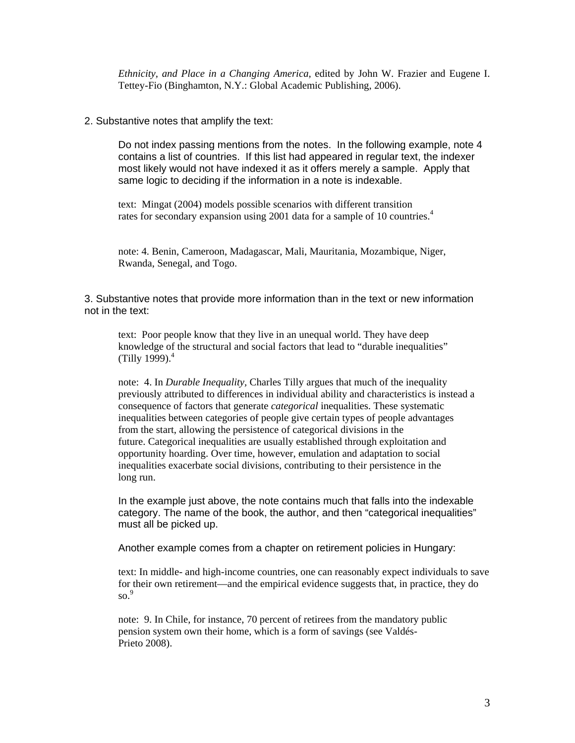*Ethnicity, and Place in a Changing America,* edited by John W. Frazier and Eugene I. Tettey-Fio (Binghamton, N.Y.: Global Academic Publishing, 2006).

2. Substantive notes that amplify the text:

Do not index passing mentions from the notes. In the following example, note 4 contains a list of countries. If this list had appeared in regular text, the indexer most likely would not have indexed it as it offers merely a sample. Apply that same logic to deciding if the information in a note is indexable.

text: Mingat (2004) models possible scenarios with different transition rates for secondary expansion using 2001 data for a sample of 10 countries.[4]

note: 4. Benin, Cameroon, Madagascar, Mali, Mauritania, Mozambique, Niger, Rwanda, Senegal, and Togo.

3. Substantive notes that provide more information than in the text or new information not in the text:

text: Poor people know that they live in an unequal world. They have deep knowledge of the structural and social factors that lead to "durable inequalities" (Tilly 1999).[4]

note: 4. In *Durable Inequality*, Charles Tilly argues that much of the inequality previously attributed to differences in individual ability and characteristics is instead a consequence of factors that generate *categorical* inequalities. These systematic inequalities between categories of people give certain types of people advantages from the start, allowing the persistence of categorical divisions in the future. Categorical inequalities are usually established through exploitation and opportunity hoarding. Over time, however, emulation and adaptation to social inequalities exacerbate social divisions, contributing to their persistence in the long run.

In the example just above, the note contains much that falls into the indexable category. The name of the book, the author, and then "categorical inequalities" must all be picked up.

Another example comes from a chapter on retirement policies in Hungary:

text: In middle- and high-income countries, one can reasonably expect individuals to save for their own retirement—and the empirical evidence suggests that, in practice, they do so.[9]

note: 9. In Chile, for instance, 70 percent of retirees from the mandatory public pension system own their home, which is a form of savings (see Valdés-Prieto 2008).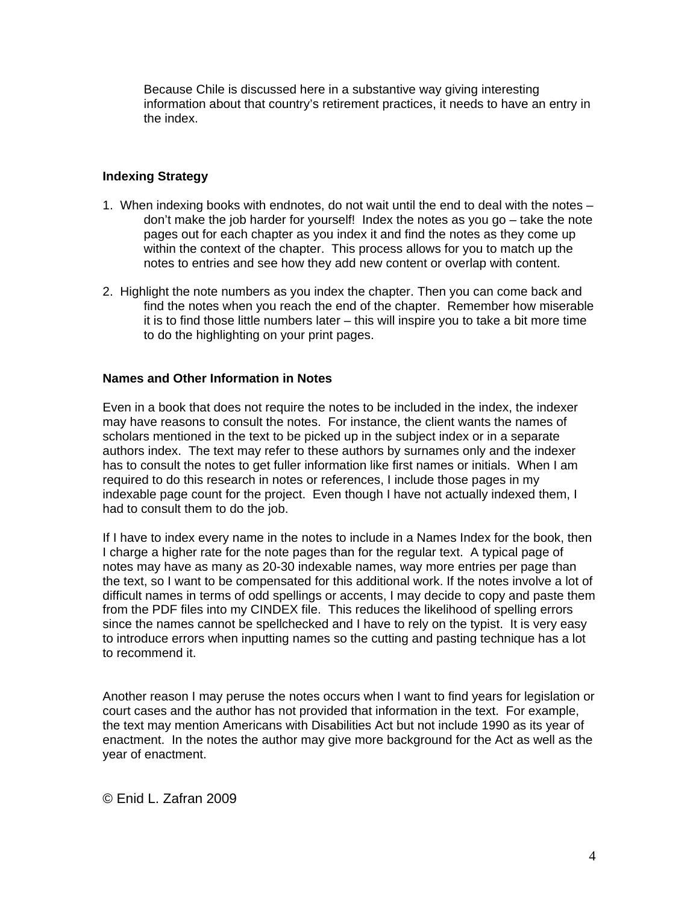Because Chile is discussed here in a substantive way giving interesting information about that country's retirement practices, it needs to have an entry in the index.

**Indexing Strategy**

1. When indexing books with endnotes, do not wait until the end to deal with the notes – don't make the job harder for yourself! Index the notes as you go – take the note pages out for each chapter as you index it and find the notes as they come up within the context of the chapter. This process allows for you to match up the notes to entries and see how they add new content or overlap with content.

2. Highlight the note numbers as you index the chapter. Then you can come back and find the notes when you reach the end of the chapter. Remember how miserable it is to find those little numbers later – this will inspire you to take a bit more time to do the highlighting on your print pages.

**Names and Other Information in Notes**

Even in a book that does not require the notes to be included in the index, the indexer may have reasons to consult the notes. For instance, the client wants the names of scholars mentioned in the text to be picked up in the subject index or in a separate authors index. The text may refer to these authors by surnames only and the indexer has to consult the notes to get fuller information like first names or initials. When I am required to do this research in notes or references, I include those pages in my indexable page count for the project. Even though I have not actually indexed them, I had to consult them to do the job.

If I have to index every name in the notes to include in a Names Index for the book, then I charge a higher rate for the note pages than for the regular text. A typical page of notes may have as many as 20-30 indexable names, way more entries per page than the text, so I want to be compensated for this additional work. If the notes involve a lot of difficult names in terms of odd spellings or accents, I may decide to copy and paste them from the PDF files into my CINDEX file. This reduces the likelihood of spelling errors since the names cannot be spellchecked and I have to rely on the typist. It is very easy to introduce errors when inputting names so the cutting and pasting technique has a lot to recommend it.

Another reason I may peruse the notes occurs when I want to find years for legislation or court cases and the author has not provided that information in the text. For example, the text may mention Americans with Disabilities Act but not include 1990 as its year of enactment. In the notes the author may give more background for the Act as well as the year of enactment.

© Enid L. Zafran 2009